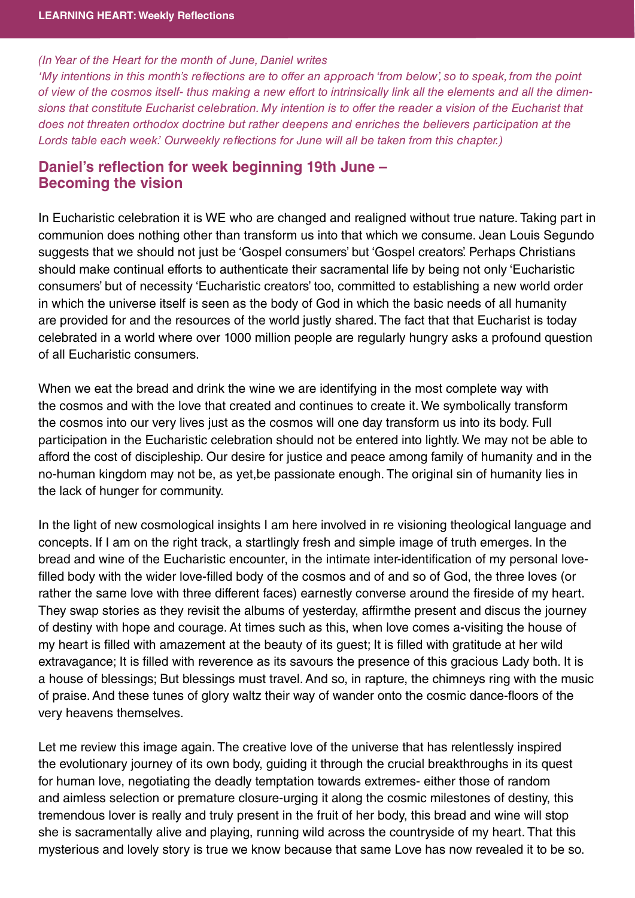*(In Year of the Heart for the month of June, Daniel writes*
*'My intentions in this month's reflections are to offer an approach 'from below', so to speak, from the point of view of the cosmos itself- thus making a new effort to intrinsically link all the elements and all the dimensions that constitute Eucharist celebration. My intention is to offer the reader a vision of the Eucharist that does not threaten orthodox doctrine but rather deepens and enriches the believers participation at the Lords table each week.' Ourweekly reflections for June will all be taken from this chapter.)*

## Daniel's reflection for week beginning 19th June – Becoming the vision

In Eucharistic celebration it is WE who are changed and realigned without true nature. Taking part in communion does nothing other than transform us into that which we consume. Jean Louis Segundo suggests that we should not just be 'Gospel consumers' but 'Gospel creators'. Perhaps Christians should make continual efforts to authenticate their sacramental life by being not only 'Eucharistic consumers' but of necessity 'Eucharistic creators' too, committed to establishing a new world order in which the universe itself is seen as the body of God in which the basic needs of all humanity are provided for and the resources of the world justly shared. The fact that that Eucharist is today celebrated in a world where over 1000 million people are regularly hungry asks a profound question of all Eucharistic consumers.

When we eat the bread and drink the wine we are identifying in the most complete way with the cosmos and with the love that created and continues to create it. We symbolically transform the cosmos into our very lives just as the cosmos will one day transform us into its body. Full participation in the Eucharistic celebration should not be entered into lightly. We may not be able to afford the cost of discipleship. Our desire for justice and peace among family of humanity and in the no-human kingdom may not be, as yet,be passionate enough. The original sin of humanity lies in the lack of hunger for community.

In the light of new cosmological insights I am here involved in re visioning theological language and concepts. If I am on the right track, a startlingly fresh and simple image of truth emerges. In the bread and wine of the Eucharistic encounter, in the intimate inter-identification of my personal love-filled body with the wider love-filled body of the cosmos and of and so of God, the three loves (or rather the same love with three different faces) earnestly converse around the fireside of my heart. They swap stories as they revisit the albums of yesterday, affirmthe present and discus the journey of destiny with hope and courage. At times such as this, when love comes a-visiting the house of my heart is filled with amazement at the beauty of its guest; It is filled with gratitude at her wild extravagance; It is filled with reverence as its savours the presence of this gracious Lady both. It is a house of blessings; But blessings must travel. And so, in rapture, the chimneys ring with the music of praise. And these tunes of glory waltz their way of wander onto the cosmic dance-floors of the very heavens themselves.

Let me review this image again. The creative love of the universe that has relentlessly inspired the evolutionary journey of its own body, guiding it through the crucial breakthroughs in its quest for human love, negotiating the deadly temptation towards extremes- either those of random and aimless selection or premature closure-urging it along the cosmic milestones of destiny, this tremendous lover is really and truly present in the fruit of her body, this bread and wine will stop she is sacramentally alive and playing, running wild across the countryside of my heart. That this mysterious and lovely story is true we know because that same Love has now revealed it to be so.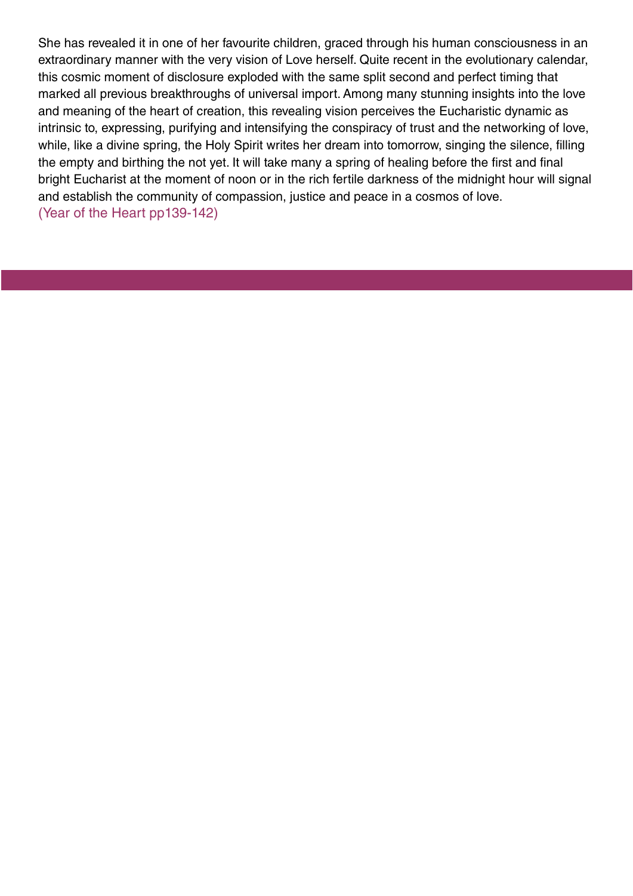She has revealed it in one of her favourite children, graced through his human consciousness in an extraordinary manner with the very vision of Love herself. Quite recent in the evolutionary calendar, this cosmic moment of disclosure exploded with the same split second and perfect timing that marked all previous breakthroughs of universal import. Among many stunning insights into the love and meaning of the heart of creation, this revealing vision perceives the Eucharistic dynamic as intrinsic to, expressing, purifying and intensifying the conspiracy of trust and the networking of love, while, like a divine spring, the Holy Spirit writes her dream into tomorrow, singing the silence, filling the empty and birthing the not yet. It will take many a spring of healing before the first and final bright Eucharist at the moment of noon or in the rich fertile darkness of the midnight hour will signal and establish the community of compassion, justice and peace in a cosmos of love.

(Year of the Heart pp139-142)